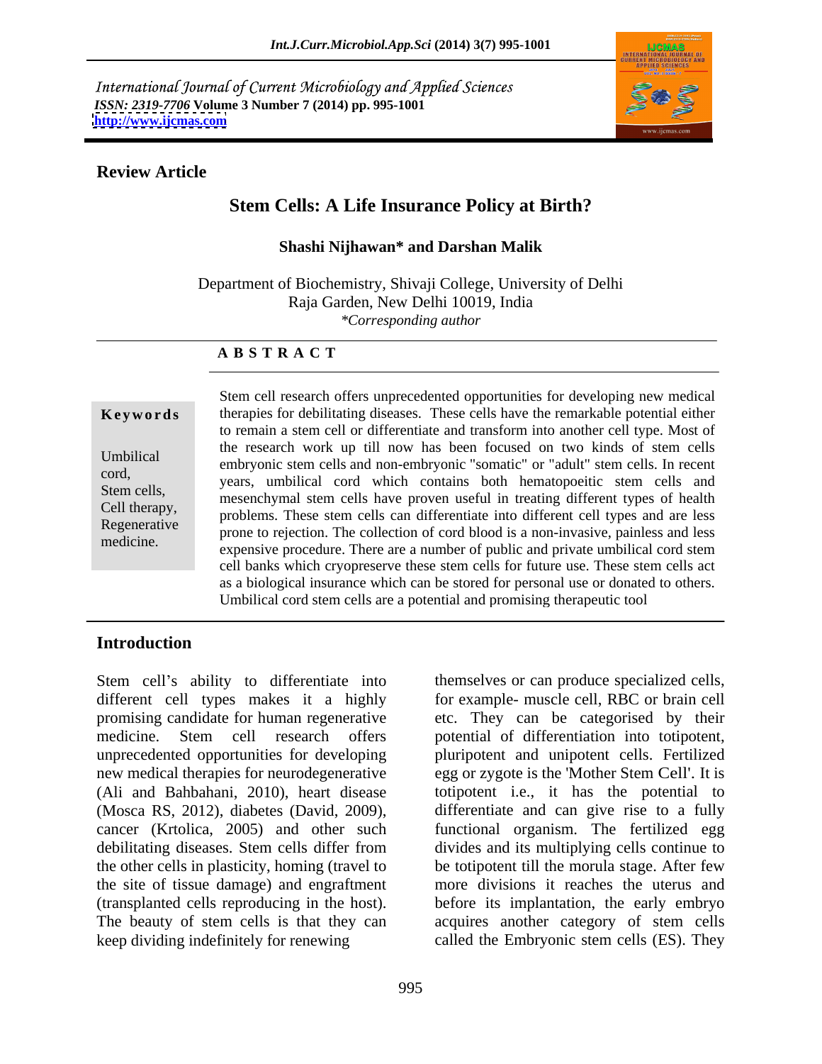International Journal of Current Microbiology and Applied Sciences
*ISSN: 2319-7706* **Volume 3 Number 7 (2014) pp. 995-1001**
**http://www.ijcmas.com**

**Review Article**

# Stem Cells: A Life Insurance Policy at Birth?

**Shashi Nijhawan\* and Darshan Malik**

Department of Biochemistry, Shivaji College, University of Delhi
Raja Garden, New Delhi 10019, India
*\*Corresponding author*

## A B S T R A C T

**Keywords**

Umbilical cord, Stem cells, Cell therapy, Regenerative medicine.

Stem cell research offers unprecedented opportunities for developing new medical therapies for debilitating diseases. These cells have the remarkable potential either to remain a stem cell or differentiate and transform into another cell type. Most of the research work up till now has been focused on two kinds of stem cells embryonic stem cells and non-embryonic "somatic" or "adult" stem cells. In recent years, umbilical cord which contains both hematopoeitic stem cells and mesenchymal stem cells have proven useful in treating different types of health problems. These stem cells can differentiate into different cell types and are less prone to rejection. The collection of cord blood is a non-invasive, painless and less expensive procedure. There are a number of public and private umbilical cord stem cell banks which cryopreserve these stem cells for future use. These stem cells act as a biological insurance which can be stored for personal use or donated to others. Umbilical cord stem cells are a potential and promising therapeutic tool

## Introduction

Stem cell's ability to differentiate into different cell types makes it a highly promising candidate for human regenerative medicine. Stem cell research offers unprecedented opportunities for developing new medical therapies for neurodegenerative (Ali and Bahbahani, 2010), heart disease (Mosca RS, 2012), diabetes (David, 2009), cancer (Krtolica, 2005) and other such debilitating diseases. Stem cells differ from the other cells in plasticity, homing (travel to the site of tissue damage) and engraftment (transplanted cells reproducing in the host). The beauty of stem cells is that they can keep dividing indefinitely for renewing themselves or can produce specialized cells, for example- muscle cell, RBC or brain cell etc. They can be categorised by their potential of differentiation into totipotent, pluripotent and unipotent cells. Fertilized egg or zygote is the 'Mother Stem Cell'. It is totipotent i.e., it has the potential to differentiate and can give rise to a fully functional organism. The fertilized egg divides and its multiplying cells continue to be totipotent till the morula stage. After few more divisions it reaches the uterus and before its implantation, the early embryo acquires another category of stem cells called the Embryonic stem cells (ES). They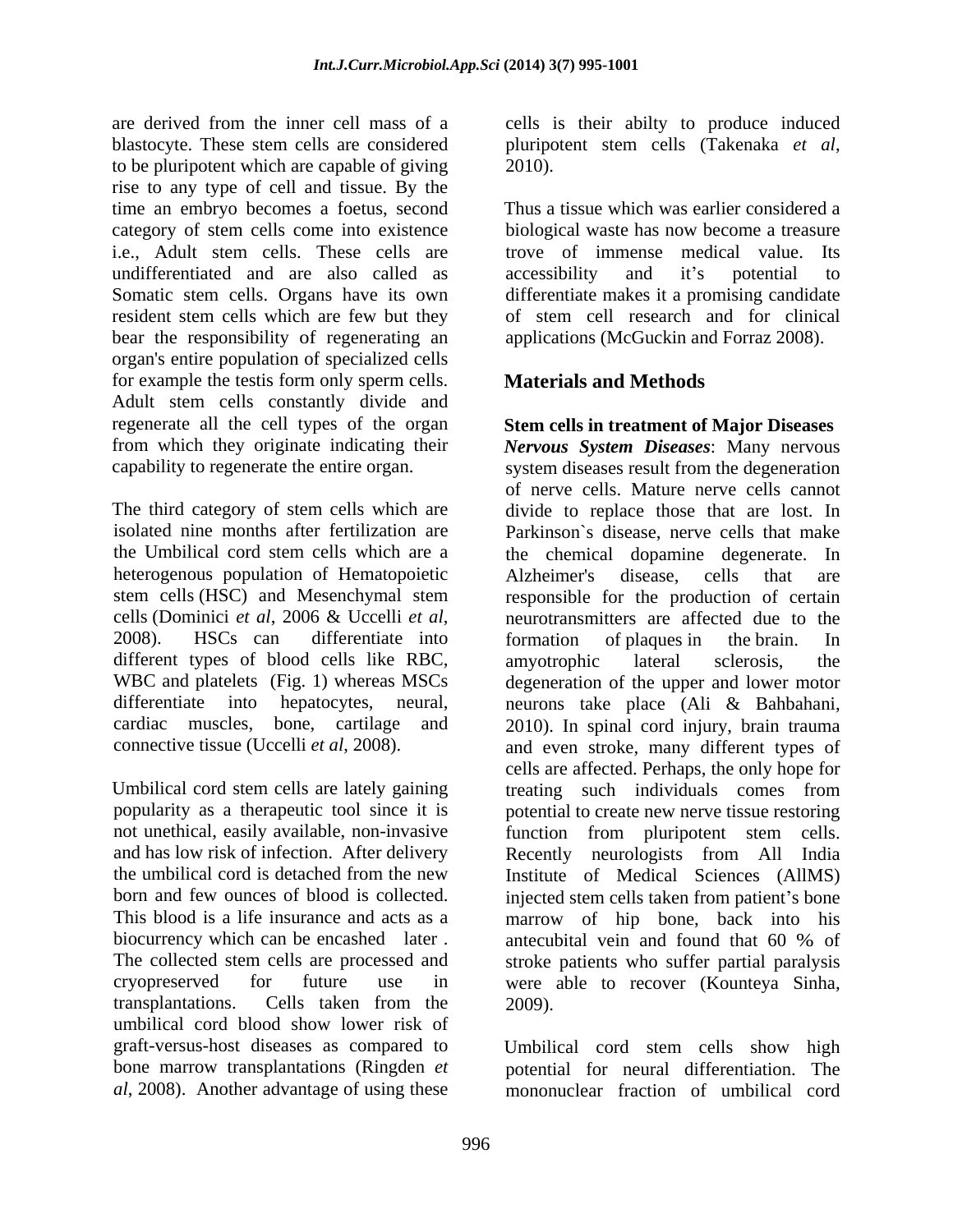are derived from the inner cell mass of a blastocyte. These stem cells are considered to be pluripotent which are capable of giving rise to any type of cell and tissue. By the time an embryo becomes a foetus, second category of stem cells come into existence i.e., Adult stem cells. These cells are undifferentiated and are also called as Somatic stem cells. Organs have its own resident stem cells which are few but they bear the responsibility of regenerating an organ's entire population of specialized cells for example the testis form only sperm cells. Adult stem cells constantly divide and regenerate all the cell types of the organ from which they originate indicating their capability to regenerate the entire organ.

The third category of stem cells which are isolated nine months after fertilization are the Umbilical cord stem cells which are a heterogenous population of Hematopoietic stem cells (HSC) and Mesenchymal stem cells (Dominici *et al*, 2006 & Uccelli *et al*, 2008). HSCs can differentiate into different types of blood cells like RBC, WBC and platelets (Fig. 1) whereas MSCs differentiate into hepatocytes, neural, cardiac muscles, bone, cartilage and connective tissue (Uccelli *et al*, 2008).

Umbilical cord stem cells are lately gaining popularity as a therapeutic tool since it is not unethical, easily available, non-invasive and has low risk of infection. After delivery the umbilical cord is detached from the new born and few ounces of blood is collected. This blood is a life insurance and acts as a biocurrency which can be encashed later . The collected stem cells are processed and cryopreserved for future use in transplantations. Cells taken from the umbilical cord blood show lower risk of graft-versus-host diseases as compared to bone marrow transplantations (Ringden *et al*, 2008). Another advantage of using these cells is their abilty to produce induced pluripotent stem cells (Takenaka *et al*, 2010).

Thus a tissue which was earlier considered a biological waste has now become a treasure trove of immense medical value. Its accessibility and it's potential to differentiate makes it a promising candidate of stem cell research and for clinical applications (McGuckin and Forraz 2008).

## Materials and Methods

**Stem cells in treatment of Major Diseases**

***Nervous System Diseases***: Many nervous system diseases result from the degeneration of nerve cells. Mature nerve cells cannot divide to replace those that are lost. In Parkinson`s disease, nerve cells that make the chemical dopamine degenerate. In Alzheimer's disease, cells that are responsible for the production of certain neurotransmitters are affected due to the formation of plaques in the brain. In amyotrophic lateral sclerosis, the degeneration of the upper and lower motor neurons take place (Ali & Bahbahani, 2010). In spinal cord injury, brain trauma and even stroke, many different types of cells are affected. Perhaps, the only hope for treating such individuals comes from potential to create new nerve tissue restoring function from pluripotent stem cells. Recently neurologists from All India Institute of Medical Sciences (AIIMS) injected stem cells taken from patient's bone marrow of hip bone, back into his antecubital vein and found that 60 % of stroke patients who suffer partial paralysis were able to recover (Kounteya Sinha, 2009).

Umbilical cord stem cells show high potential for neural differentiation. The mononuclear fraction of umbilical cord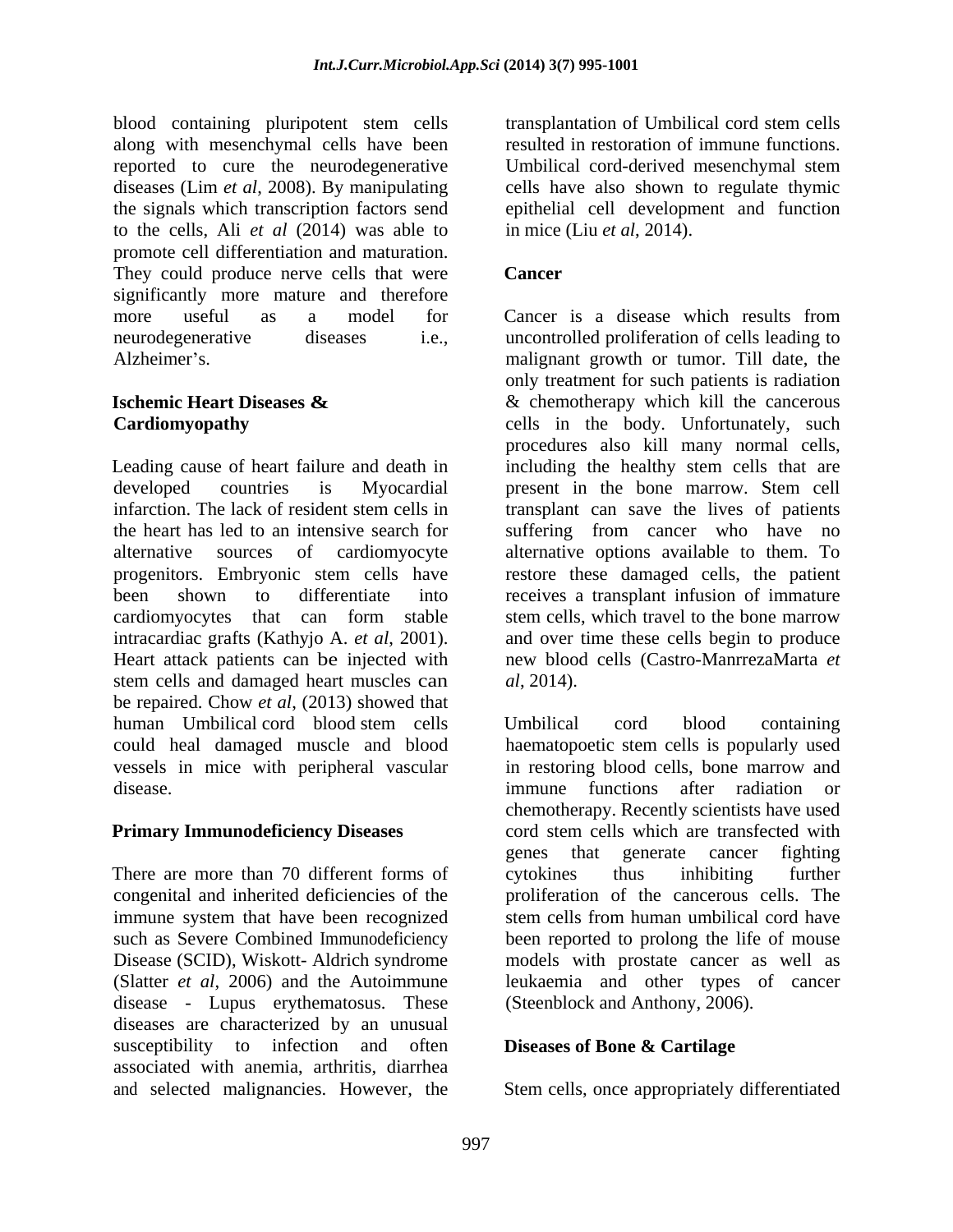blood containing pluripotent stem cells along with mesenchymal cells have been reported to cure the neurodegenerative diseases (Lim *et al*, 2008). By manipulating the signals which transcription factors send to the cells, Ali *et al* (2014) was able to promote cell differentiation and maturation. They could produce nerve cells that were significantly more mature and therefore more useful as a model for neurodegenerative diseases i.e., Alzheimer's.

## Ischemic Heart Diseases & Cardiomyopathy

Leading cause of heart failure and death in developed countries is Myocardial infarction. The lack of resident stem cells in the heart has led to an intensive search for alternative sources of cardiomyocyte progenitors. Embryonic stem cells have been shown to differentiate into cardiomyocytes that can form stable intracardiac grafts (Kathyjo A. *et al*, 2001). Heart attack patients can be injected with stem cells and damaged heart muscles can be repaired. Chow *et al*, (2013) showed that human Umbilical cord blood stem cells could heal damaged muscle and blood vessels in mice with peripheral vascular disease.

## Primary Immunodeficiency Diseases

There are more than 70 different forms of congenital and inherited deficiencies of the immune system that have been recognized such as Severe Combined Immunodeficiency Disease (SCID), Wiskott- Aldrich syndrome (Slatter *et al*, 2006) and the Autoimmune disease - Lupus erythematosus. These diseases are characterized by an unusual susceptibility to infection and often associated with anemia, arthritis, diarrhea and selected malignancies. However, the transplantation of Umbilical cord stem cells resulted in restoration of immune functions. Umbilical cord-derived mesenchymal stem cells have also shown to regulate thymic epithelial cell development and function in mice (Liu *et al*, 2014).

## Cancer

Cancer is a disease which results from uncontrolled proliferation of cells leading to malignant growth or tumor. Till date, the only treatment for such patients is radiation & chemotherapy which kill the cancerous cells in the body. Unfortunately, such procedures also kill many normal cells, including the healthy stem cells that are present in the bone marrow. Stem cell transplant can save the lives of patients suffering from cancer who have no alternative options available to them. To restore these damaged cells, the patient receives a transplant infusion of immature stem cells, which travel to the bone marrow and over time these cells begin to produce new blood cells (Castro-ManrrezaMarta *et al*, 2014).

Umbilical cord blood containing haematopoetic stem cells is popularly used in restoring blood cells, bone marrow and immune functions after radiation or chemotherapy. Recently scientists have used cord stem cells which are transfected with genes that generate cancer fighting cytokines thus inhibiting further proliferation of the cancerous cells. The stem cells from human umbilical cord have been reported to prolong the life of mouse models with prostate cancer as well as leukaemia and other types of cancer (Steenblock and Anthony, 2006).

## Diseases of Bone & Cartilage

Stem cells, once appropriately differentiated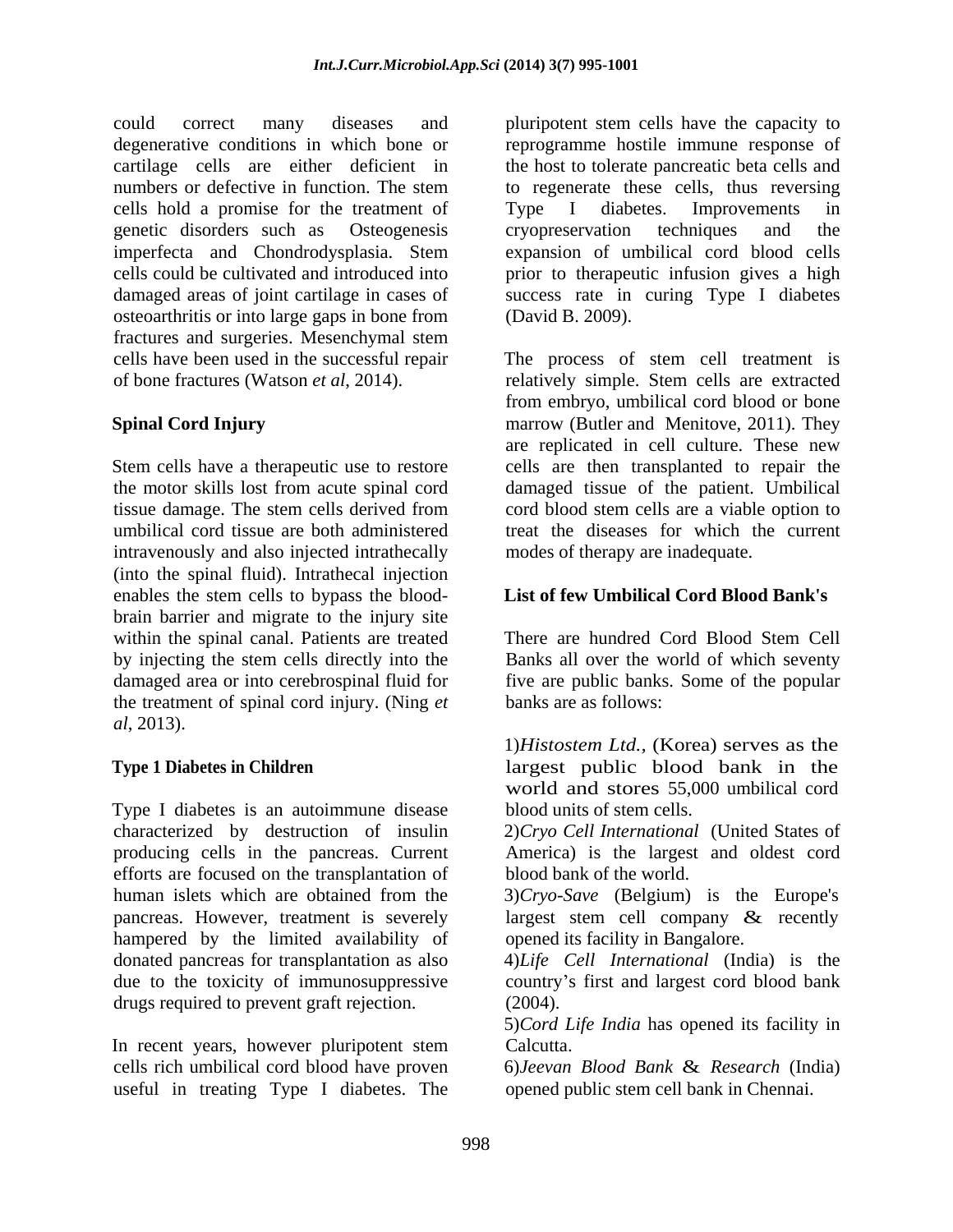could correct many diseases and degenerative conditions in which bone or cartilage cells are either deficient in numbers or defective in function. The stem cells hold a promise for the treatment of genetic disorders such as Osteogenesis imperfecta and Chondrodysplasia. Stem cells could be cultivated and introduced into damaged areas of joint cartilage in cases of osteoarthritis or into large gaps in bone from fractures and surgeries. Mesenchymal stem cells have been used in the successful repair of bone fractures (Watson *et al*, 2014).

## Spinal Cord Injury

Stem cells have a therapeutic use to restore the motor skills lost from acute spinal cord tissue damage. The stem cells derived from umbilical cord tissue are both administered intravenously and also injected intrathecally (into the spinal fluid). Intrathecal injection enables the stem cells to bypass the blood-brain barrier and migrate to the injury site within the spinal canal. Patients are treated by injecting the stem cells directly into the damaged area or into cerebrospinal fluid for the treatment of spinal cord injury. (Ning *et al*, 2013).

## Type 1 Diabetes in Children

Type I diabetes is an autoimmune disease characterized by destruction of insulin producing cells in the pancreas. Current efforts are focused on the transplantation of human islets which are obtained from the pancreas. However, treatment is severely hampered by the limited availability of donated pancreas for transplantation as also due to the toxicity of immunosuppressive drugs required to prevent graft rejection.

In recent years, however pluripotent stem cells rich umbilical cord blood have proven useful in treating Type I diabetes. The pluripotent stem cells have the capacity to reprogramme hostile immune response of the host to tolerate pancreatic beta cells and to regenerate these cells, thus reversing Type I diabetes. Improvements in cryopreservation techniques and the expansion of umbilical cord blood cells prior to therapeutic infusion gives a high success rate in curing Type I diabetes (David B. 2009).

The process of stem cell treatment is relatively simple. Stem cells are extracted from embryo, umbilical cord blood or bone marrow (Butler and Menitove, 2011). They are replicated in cell culture. These new cells are then transplanted to repair the damaged tissue of the patient. Umbilical cord blood stem cells are a viable option to treat the diseases for which the current modes of therapy are inadequate.

## List of few Umbilical Cord Blood Bank's

There are hundred Cord Blood Stem Cell Banks all over the world of which seventy five are public banks. Some of the popular banks are as follows:

1)*Histostem Ltd.,* (Korea) serves as the largest public blood bank in the world and stores 55,000 umbilical cord blood units of stem cells.

2)*Cryo Cell International* (United States of America) is the largest and oldest cord blood bank of the world.

3)*Cryo-Save* (Belgium) is the Europe's largest stem cell company & recently opened its facility in Bangalore.

4)*Life Cell International* (India) is the country's first and largest cord blood bank (2004).

5)*Cord Life India* has opened its facility in Calcutta.

6)*Jeevan Blood Bank & Research* (India) opened public stem cell bank in Chennai.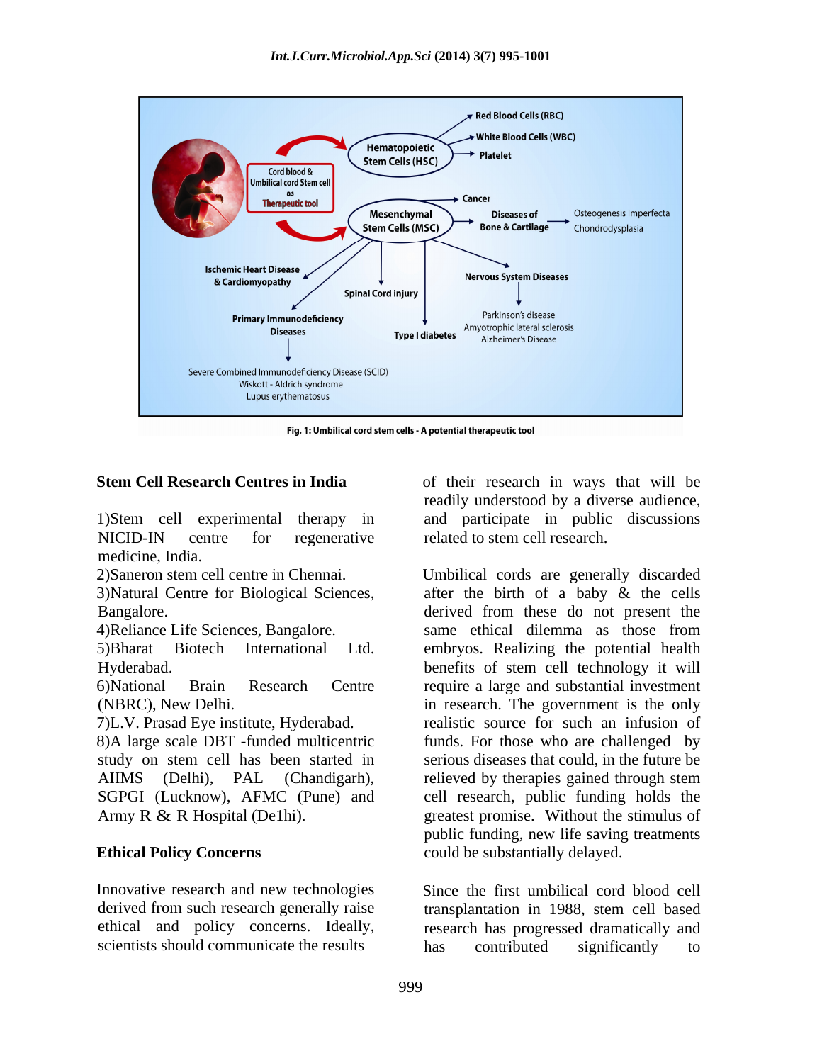Fig. 1: Umbilical cord stem cells - A potential therapeutic tool

## Stem Cell Research Centres in India

1)Stem cell experimental therapy in NICID-IN centre for regenerative medicine, India.
2)Saneron stem cell centre in Chennai.
3)Natural Centre for Biological Sciences, Bangalore.
4)Reliance Life Sciences, Bangalore.
5)Bharat Biotech International Ltd. Hyderabad.
6)National Brain Research Centre (NBRC), New Delhi.
7)L.V. Prasad Eye institute, Hyderabad.
8)A large scale DBT -funded multicentric study on stem cell has been started in AIIMS (Delhi), PAL (Chandigarh), SGPGI (Lucknow), AFMC (Pune) and Army R & R Hospital (De1hi).

## Ethical Policy Concerns

Innovative research and new technologies derived from such research generally raise ethical and policy concerns. Ideally, scientists should communicate the results of their research in ways that will be readily understood by a diverse audience, and participate in public discussions related to stem cell research.

Umbilical cords are generally discarded after the birth of a baby & the cells derived from these do not present the same ethical dilemma as those from embryos. Realizing the potential health benefits of stem cell technology it will require a large and substantial investment in research. The government is the only realistic source for such an infusion of funds. For those who are challenged by serious diseases that could, in the future be relieved by therapies gained through stem cell research, public funding holds the greatest promise. Without the stimulus of public funding, new life saving treatments could be substantially delayed.

Since the first umbilical cord blood cell transplantation in 1988, stem cell based research has progressed dramatically and has contributed significantly to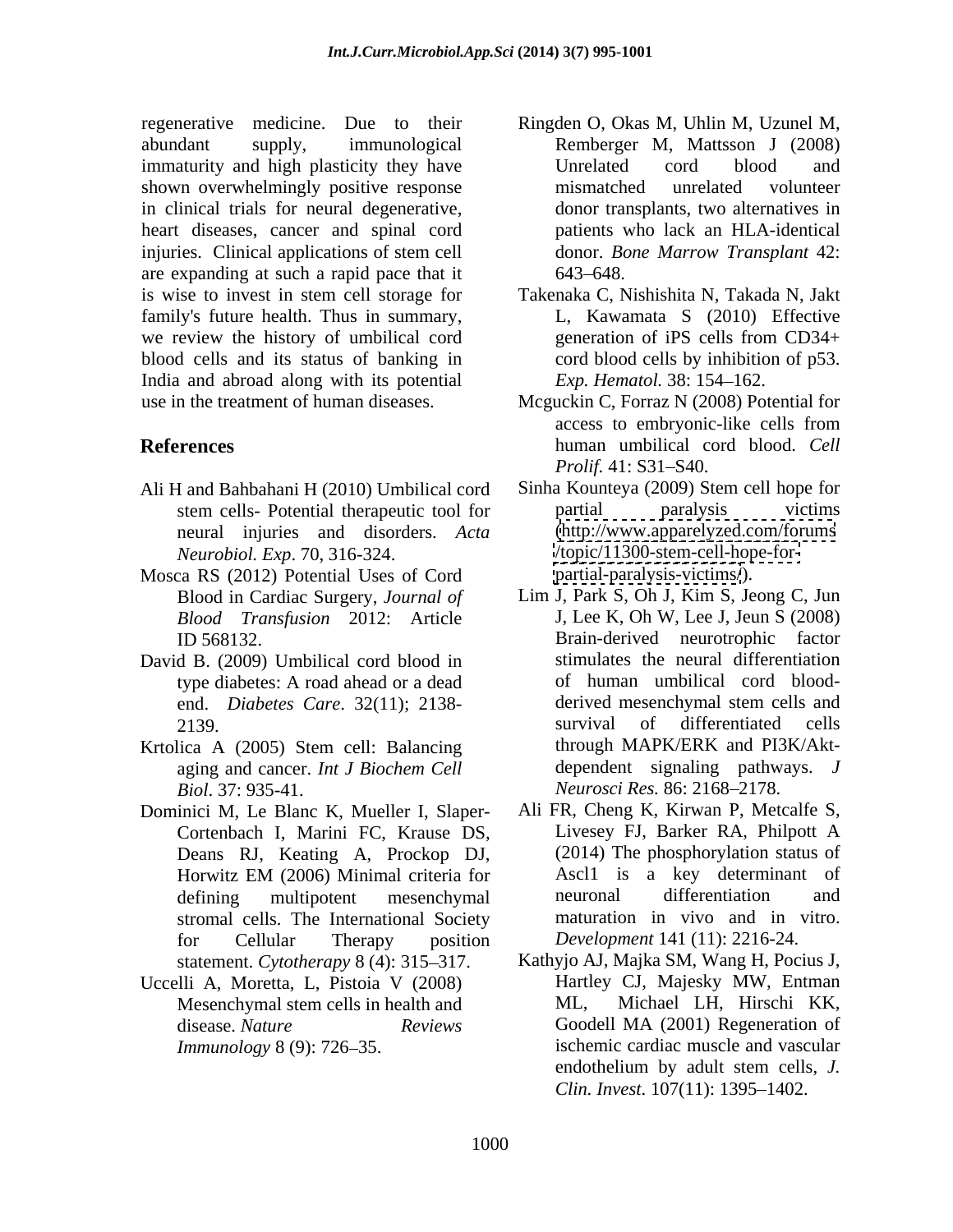regenerative medicine. Due to their abundant supply, immunological immaturity and high plasticity they have shown overwhelmingly positive response in clinical trials for neural degenerative, heart diseases, cancer and spinal cord injuries. Clinical applications of stem cell are expanding at such a rapid pace that it is wise to invest in stem cell storage for family's future health. Thus in summary, we review the history of umbilical cord blood cells and its status of banking in India and abroad along with its potential use in the treatment of human diseases.

## References

Ali H and Bahbahani H (2010) Umbilical cord stem cells- Potential therapeutic tool for neural injuries and disorders. *Acta Neurobiol. Exp*. 70, 316-324.

Mosca RS (2012) Potential Uses of Cord Blood in Cardiac Surgery, *Journal of Blood Transfusion* 2012: Article ID 568132.

David B. (2009) Umbilical cord blood in type diabetes: A road ahead or a dead end. *Diabetes Care*. 32(11); 2138-2139.

Krtolica A (2005) Stem cell: Balancing aging and cancer. *Int J Biochem Cell Biol*. 37: 935-41.

Dominici M, Le Blanc K, Mueller I, Slaper-Cortenbach I, Marini FC, Krause DS, Deans RJ, Keating A, Prockop DJ, Horwitz EM (2006) Minimal criteria for defining multipotent mesenchymal stromal cells. The International Society for Cellular Therapy position statement. *Cytotherapy* 8 (4): 315–317.

Uccelli A, Moretta, L, Pistoia V (2008) Mesenchymal stem cells in health and disease. *Nature Reviews Immunology* 8 (9): 726–35.

Ringden O, Okas M, Uhlin M, Uzunel M, Remberger M, Mattsson J (2008) Unrelated cord blood and mismatched unrelated volunteer donor transplants, two alternatives in patients who lack an HLA-identical donor. *Bone Marrow Transplant* 42: 643–648.

Takenaka C, Nishishita N, Takada N, Jakt L, Kawamata S (2010) Effective generation of iPS cells from CD34+ cord blood cells by inhibition of p53. *Exp. Hematol.* 38: 154–162.

Mcguckin C, Forraz N (2008) Potential for access to embryonic-like cells from human umbilical cord blood. *Cell Prolif.* 41: S31–S40.

Sinha Kounteya (2009) Stem cell hope for partial paralysis victims (http://www.apparelyzed.com/forums/topic/11300-stem-cell-hope-for-partial-paralysis-victims/).

Lim J, Park S, Oh J, Kim S, Jeong C, Jun J, Lee K, Oh W, Lee J, Jeun S (2008) Brain-derived neurotrophic factor stimulates the neural differentiation of human umbilical cord blood-derived mesenchymal stem cells and survival of differentiated cells through MAPK/ERK and PI3K/Akt-dependent signaling pathways. *J Neurosci Res.* 86: 2168–2178.

Ali FR, Cheng K, Kirwan P, Metcalfe S, Livesey FJ, Barker RA, Philpott A (2014) The phosphorylation status of Ascl1 is a key determinant of neuronal differentiation and maturation in vivo and in vitro. *Development* 141 (11): 2216-24.

Kathyjo AJ, Majka SM, Wang H, Pocius J, Hartley CJ, Majesky MW, Entman ML, Michael LH, Hirschi KK, Goodell MA (2001) Regeneration of ischemic cardiac muscle and vascular endothelium by adult stem cells, *J. Clin. Invest*. 107(11): 1395–1402.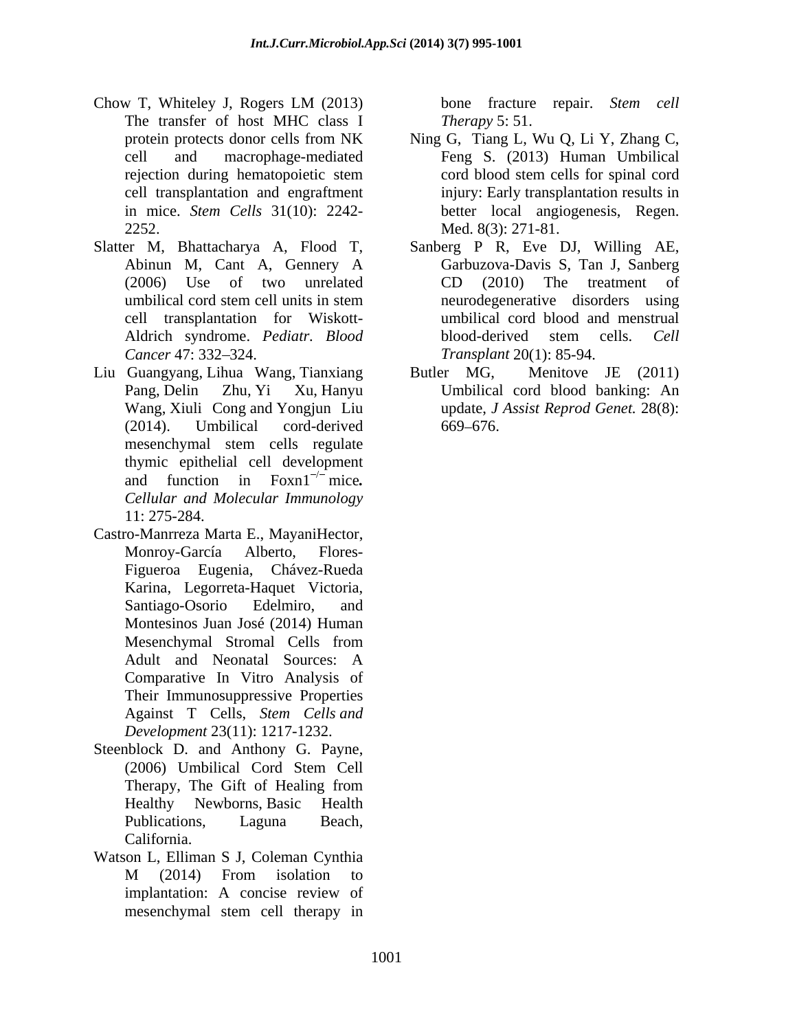Chow T, Whiteley J, Rogers LM (2013) The transfer of host MHC class I protein protects donor cells from NK cell and macrophage-mediated rejection during hematopoietic stem cell transplantation and engraftment in mice. *Stem Cells* 31(10): 2242-2252.

Slatter M, Bhattacharya A, Flood T, Abinun M, Cant A, Gennery A (2006) Use of two unrelated umbilical cord stem cell units in stem cell transplantation for Wiskott-Aldrich syndrome. *Pediatr. Blood Cancer* 47: 332–324.

Liu Guangyang, Lihua Wang, Tianxiang Pang, Delin Zhu, Yi Xu, Hanyu Wang, Xiuli Cong and Yongjun Liu (2014). Umbilical cord-derived mesenchymal stem cells regulate thymic epithelial cell development and function in Foxn1$^{-/-}$ mice**.** *Cellular and Molecular Immunology* 11: 275-284.

Castro-Manrreza Marta E., MayaniHector, Monroy-García Alberto, Flores-Figueroa Eugenia, Chávez-Rueda Karina, Legorreta-Haquet Victoria, Santiago-Osorio Edelmiro, and Montesinos Juan José (2014) Human Mesenchymal Stromal Cells from Adult and Neonatal Sources: A Comparative In Vitro Analysis of Their Immunosuppressive Properties Against T Cells, *Stem Cells and Development* 23(11): 1217-1232.

Steenblock D. and Anthony G. Payne, (2006) Umbilical Cord Stem Cell Therapy, The Gift of Healing from Healthy Newborns, Basic Health Publications, Laguna Beach, California.

Watson L, Elliman S J, Coleman Cynthia M (2014) From isolation to implantation: A concise review of mesenchymal stem cell therapy in bone fracture repair. *Stem cell Therapy* 5: 51.

Ning G, Tiang L, Wu Q, Li Y, Zhang C, Feng S. (2013) Human Umbilical cord blood stem cells for spinal cord injury: Early transplantation results in better local angiogenesis, Regen. Med. 8(3): 271-81.

Sanberg P R, Eve DJ, Willing AE, Garbuzova-Davis S, Tan J, Sanberg CD (2010) The treatment of neurodegenerative disorders using umbilical cord blood and menstrual blood-derived stem cells. *Cell Transplant* 20(1): 85-94.

Butler MG, Menitove JE (2011) Umbilical cord blood banking: An update, *J Assist Reprod Genet.* 28(8): 669–676.